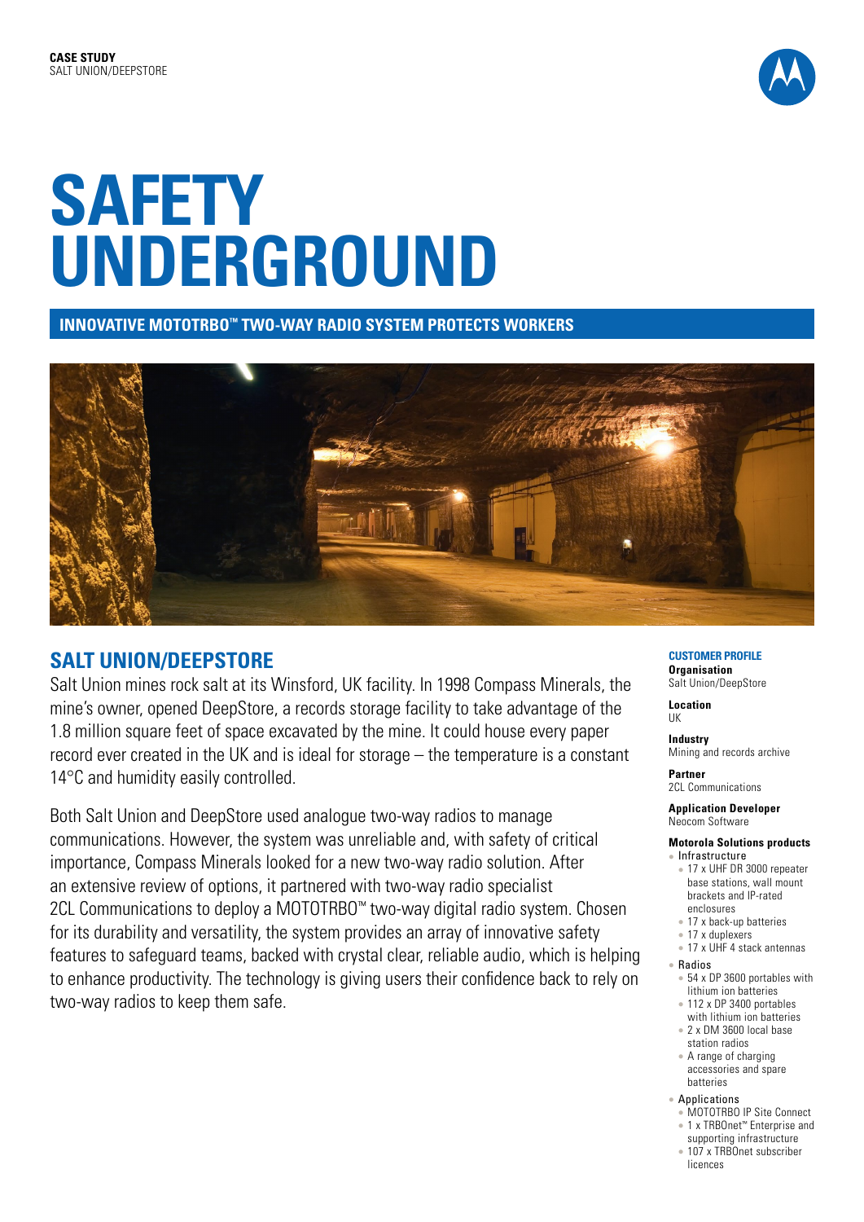**CASE STUDY**
SALT UNION/DEEPSTORE

# SAFETY UNDERGROUND

**INNOVATIVE MOTOTRBO™ TWO-WAY RADIO SYSTEM PROTECTS WORKERS**

## SALT UNION/DEEPSTORE

Salt Union mines rock salt at its Winsford, UK facility. In 1998 Compass Minerals, the mine's owner, opened DeepStore, a records storage facility to take advantage of the 1.8 million square feet of space excavated by the mine. It could house every paper record ever created in the UK and is ideal for storage – the temperature is a constant 14°C and humidity easily controlled.

Both Salt Union and DeepStore used analogue two-way radios to manage communications. However, the system was unreliable and, with safety of critical importance, Compass Minerals looked for a new two-way radio solution. After an extensive review of options, it partnered with two-way radio specialist 2CL Communications to deploy a MOTOTRBO™ two-way digital radio system. Chosen for its durability and versatility, the system provides an array of innovative safety features to safeguard teams, backed with crystal clear, reliable audio, which is helping to enhance productivity. The technology is giving users their confidence back to rely on two-way radios to keep them safe.

### CUSTOMER PROFILE

**Organisation**
Salt Union/DeepStore

**Location**
UK

**Industry**
Mining and records archive

**Partner**
2CL Communications

**Application Developer**
Neocom Software

**Motorola Solutions products**

- Infrastructure
  - 17 x UHF DR 3000 repeater base stations, wall mount brackets and IP-rated enclosures
  - 17 x back-up batteries
  - 17 x duplexers
  - 17 x UHF 4 stack antennas
- Radios
  - 54 x DP 3600 portables with lithium ion batteries
  - 112 x DP 3400 portables with lithium ion batteries
  - 2 x DM 3600 local base station radios
  - A range of charging accessories and spare batteries
- Applications
  - MOTOTRBO IP Site Connect
  - 1 x TRBOnet™ Enterprise and supporting infrastructure
  - 107 x TRBOnet subscriber licences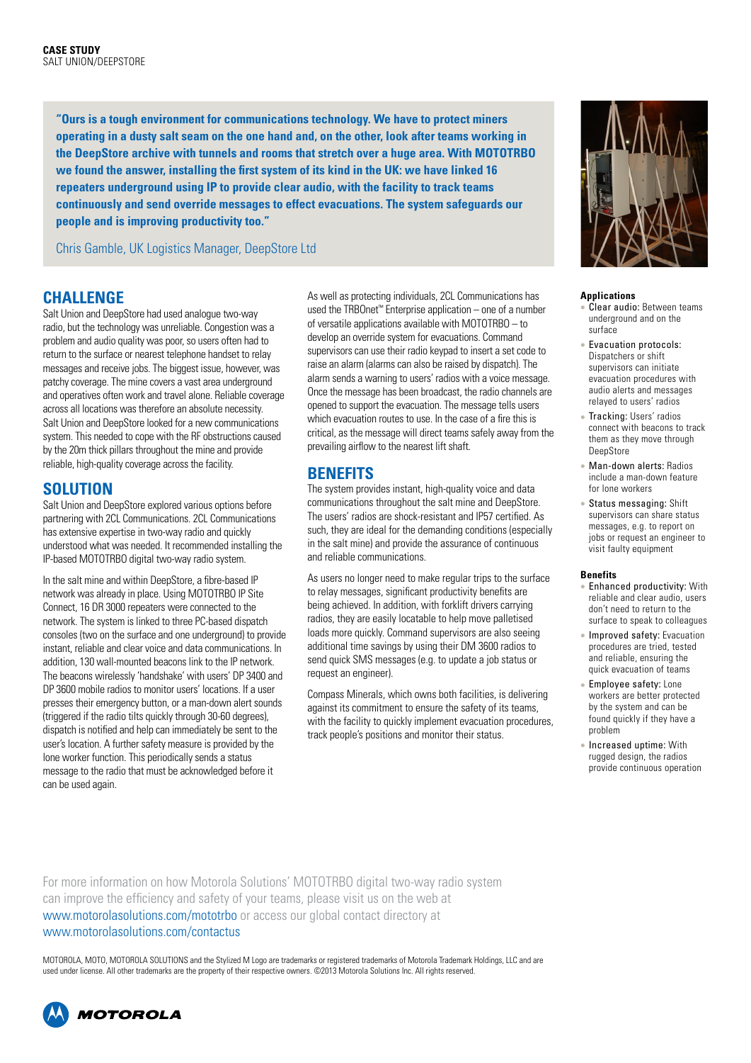**CASE STUDY**
SALT UNION/DEEPSTORE

> **"Ours is a tough environment for communications technology. We have to protect miners operating in a dusty salt seam on the one hand and, on the other, look after teams working in the DeepStore archive with tunnels and rooms that stretch over a huge area. With MOTOTRBO we found the answer, installing the first system of its kind in the UK: we have linked 16 repeaters underground using IP to provide clear audio, with the facility to track teams continuously and send override messages to effect evacuations. The system safeguards our people and is improving productivity too."**
>
> Chris Gamble, UK Logistics Manager, DeepStore Ltd

## CHALLENGE

Salt Union and DeepStore had used analogue two-way radio, but the technology was unreliable. Congestion was a problem and audio quality was poor, so users often had to return to the surface or nearest telephone handset to relay messages and receive jobs. The biggest issue, however, was patchy coverage. The mine covers a vast area underground and operatives often work and travel alone. Reliable coverage across all locations was therefore an absolute necessity. Salt Union and DeepStore looked for a new communications system. This needed to cope with the RF obstructions caused by the 20m thick pillars throughout the mine and provide reliable, high-quality coverage across the facility.

## SOLUTION

Salt Union and DeepStore explored various options before partnering with 2CL Communications. 2CL Communications has extensive expertise in two-way radio and quickly understood what was needed. It recommended installing the IP-based MOTOTRBO digital two-way radio system.

In the salt mine and within DeepStore, a fibre-based IP network was already in place. Using MOTOTRBO IP Site Connect, 16 DR 3000 repeaters were connected to the network. The system is linked to three PC-based dispatch consoles (two on the surface and one underground) to provide instant, reliable and clear voice and data communications. In addition, 130 wall-mounted beacons link to the IP network. The beacons wirelessly 'handshake' with users' DP 3400 and DP 3600 mobile radios to monitor users' locations. If a user presses their emergency button, or a man-down alert sounds (triggered if the radio tilts quickly through 30-60 degrees), dispatch is notified and help can immediately be sent to the user's location. A further safety measure is provided by the lone worker function. This periodically sends a status message to the radio that must be acknowledged before it can be used again.

As well as protecting individuals, 2CL Communications has used the TRBOnet™ Enterprise application – one of a number of versatile applications available with MOTOTRBO – to develop an override system for evacuations. Command supervisors can use their radio keypad to insert a set code to raise an alarm (alarms can also be raised by dispatch). The alarm sends a warning to users' radios with a voice message. Once the message has been broadcast, the radio channels are opened to support the evacuation. The message tells users which evacuation routes to use. In the case of a fire this is critical, as the message will direct teams safely away from the prevailing airflow to the nearest lift shaft.

## BENEFITS

The system provides instant, high-quality voice and data communications throughout the salt mine and DeepStore. The users' radios are shock-resistant and IP57 certified. As such, they are ideal for the demanding conditions (especially in the salt mine) and provide the assurance of continuous and reliable communications.

As users no longer need to make regular trips to the surface to relay messages, significant productivity benefits are being achieved. In addition, with forklift drivers carrying radios, they are easily locatable to help move palletised loads more quickly. Command supervisors are also seeing additional time savings by using their DM 3600 radios to send quick SMS messages (e.g. to update a job status or request an engineer).

Compass Minerals, which owns both facilities, is delivering against its commitment to ensure the safety of its teams, with the facility to quickly implement evacuation procedures, track people's positions and monitor their status.

**Applications**

- Clear audio: Between teams underground and on the surface
- Evacuation protocols: Dispatchers or shift supervisors can initiate evacuation procedures with audio alerts and messages relayed to users' radios
- Tracking: Users' radios connect with beacons to track them as they move through DeepStore
- Man-down alerts: Radios include a man-down feature for lone workers
- Status messaging: Shift supervisors can share status messages, e.g. to report on jobs or request an engineer to visit faulty equipment

**Benefits**

- Enhanced productivity: With reliable and clear audio, users don't need to return to the surface to speak to colleagues
- Improved safety: Evacuation procedures are tried, tested and reliable, ensuring the quick evacuation of teams
- Employee safety: Lone workers are better protected by the system and can be found quickly if they have a problem
- Increased uptime: With rugged design, the radios provide continuous operation

For more information on how Motorola Solutions' MOTOTRBO digital two-way radio system can improve the efficiency and safety of your teams, please visit us on the web at www.motorolasolutions.com/mototrbo or access our global contact directory at www.motorolasolutions.com/contactus

MOTOROLA, MOTO, MOTOROLA SOLUTIONS and the Stylized M Logo are trademarks or registered trademarks of Motorola Trademark Holdings, LLC and are used under license. All other trademarks are the property of their respective owners. ©2013 Motorola Solutions Inc. All rights reserved.

MOTOROLA